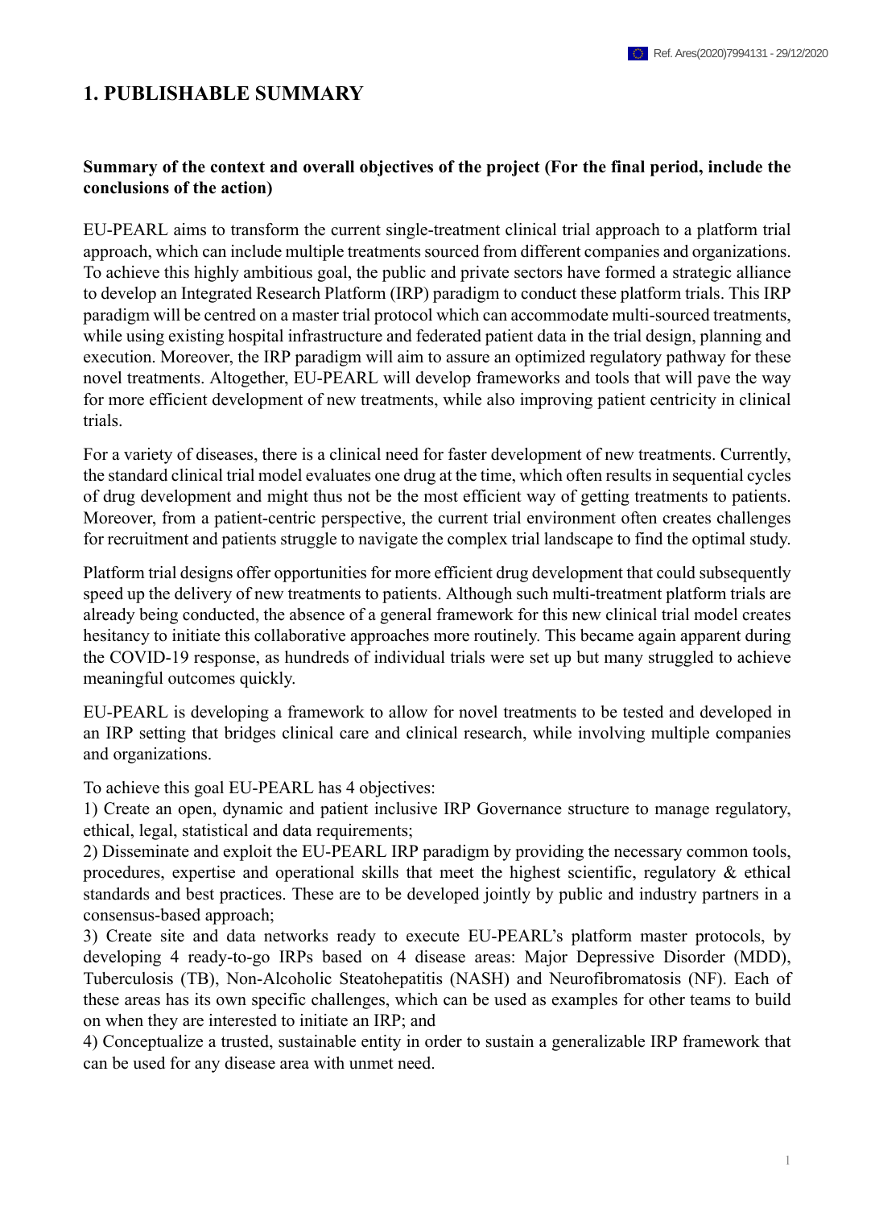# 1. PUBLISHABLE SUMMARY

**Summary of the context and overall objectives of the project (For the final period, include the conclusions of the action)**

EU-PEARL aims to transform the current single-treatment clinical trial approach to a platform trial approach, which can include multiple treatments sourced from different companies and organizations. To achieve this highly ambitious goal, the public and private sectors have formed a strategic alliance to develop an Integrated Research Platform (IRP) paradigm to conduct these platform trials. This IRP paradigm will be centred on a master trial protocol which can accommodate multi-sourced treatments, while using existing hospital infrastructure and federated patient data in the trial design, planning and execution. Moreover, the IRP paradigm will aim to assure an optimized regulatory pathway for these novel treatments. Altogether, EU-PEARL will develop frameworks and tools that will pave the way for more efficient development of new treatments, while also improving patient centricity in clinical trials.

For a variety of diseases, there is a clinical need for faster development of new treatments. Currently, the standard clinical trial model evaluates one drug at the time, which often results in sequential cycles of drug development and might thus not be the most efficient way of getting treatments to patients. Moreover, from a patient-centric perspective, the current trial environment often creates challenges for recruitment and patients struggle to navigate the complex trial landscape to find the optimal study.

Platform trial designs offer opportunities for more efficient drug development that could subsequently speed up the delivery of new treatments to patients. Although such multi-treatment platform trials are already being conducted, the absence of a general framework for this new clinical trial model creates hesitancy to initiate this collaborative approaches more routinely. This became again apparent during the COVID-19 response, as hundreds of individual trials were set up but many struggled to achieve meaningful outcomes quickly.

EU-PEARL is developing a framework to allow for novel treatments to be tested and developed in an IRP setting that bridges clinical care and clinical research, while involving multiple companies and organizations.

To achieve this goal EU-PEARL has 4 objectives:

1) Create an open, dynamic and patient inclusive IRP Governance structure to manage regulatory, ethical, legal, statistical and data requirements;
2) Disseminate and exploit the EU-PEARL IRP paradigm by providing the necessary common tools, procedures, expertise and operational skills that meet the highest scientific, regulatory & ethical standards and best practices. These are to be developed jointly by public and industry partners in a consensus-based approach;
3) Create site and data networks ready to execute EU-PEARL's platform master protocols, by developing 4 ready-to-go IRPs based on 4 disease areas: Major Depressive Disorder (MDD), Tuberculosis (TB), Non-Alcoholic Steatohepatitis (NASH) and Neurofibromatosis (NF). Each of these areas has its own specific challenges, which can be used as examples for other teams to build on when they are interested to initiate an IRP; and
4) Conceptualize a trusted, sustainable entity in order to sustain a generalizable IRP framework that can be used for any disease area with unmet need.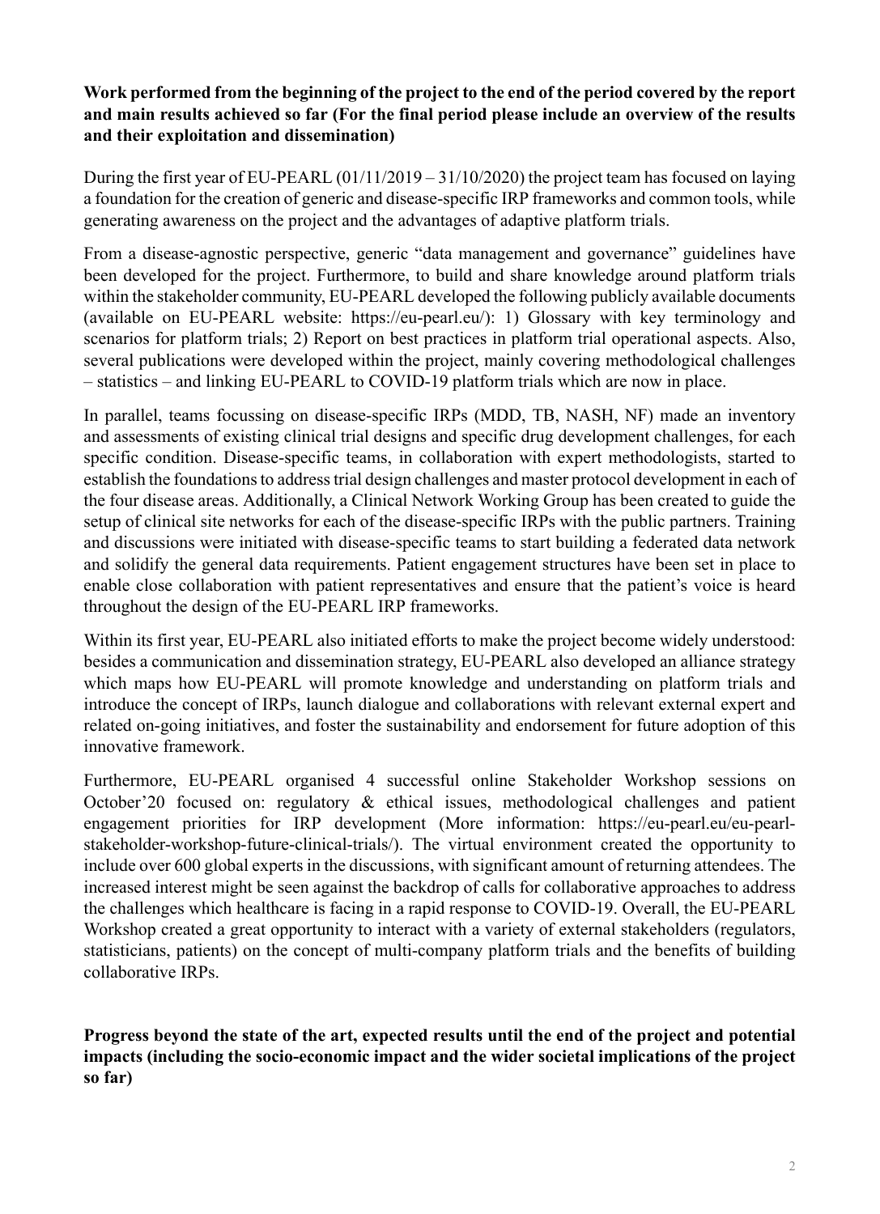**Work performed from the beginning of the project to the end of the period covered by the report and main results achieved so far (For the final period please include an overview of the results and their exploitation and dissemination)**

During the first year of EU-PEARL (01/11/2019 – 31/10/2020) the project team has focused on laying a foundation for the creation of generic and disease-specific IRP frameworks and common tools, while generating awareness on the project and the advantages of adaptive platform trials.

From a disease-agnostic perspective, generic "data management and governance" guidelines have been developed for the project. Furthermore, to build and share knowledge around platform trials within the stakeholder community, EU-PEARL developed the following publicly available documents (available on EU-PEARL website: https://eu-pearl.eu/): 1) Glossary with key terminology and scenarios for platform trials; 2) Report on best practices in platform trial operational aspects. Also, several publications were developed within the project, mainly covering methodological challenges – statistics – and linking EU-PEARL to COVID-19 platform trials which are now in place.

In parallel, teams focussing on disease-specific IRPs (MDD, TB, NASH, NF) made an inventory and assessments of existing clinical trial designs and specific drug development challenges, for each specific condition. Disease-specific teams, in collaboration with expert methodologists, started to establish the foundations to address trial design challenges and master protocol development in each of the four disease areas. Additionally, a Clinical Network Working Group has been created to guide the setup of clinical site networks for each of the disease-specific IRPs with the public partners. Training and discussions were initiated with disease-specific teams to start building a federated data network and solidify the general data requirements. Patient engagement structures have been set in place to enable close collaboration with patient representatives and ensure that the patient's voice is heard throughout the design of the EU-PEARL IRP frameworks.

Within its first year, EU-PEARL also initiated efforts to make the project become widely understood: besides a communication and dissemination strategy, EU-PEARL also developed an alliance strategy which maps how EU-PEARL will promote knowledge and understanding on platform trials and introduce the concept of IRPs, launch dialogue and collaborations with relevant external expert and related on-going initiatives, and foster the sustainability and endorsement for future adoption of this innovative framework.

Furthermore, EU-PEARL organised 4 successful online Stakeholder Workshop sessions on October'20 focused on: regulatory & ethical issues, methodological challenges and patient engagement priorities for IRP development (More information: https://eu-pearl.eu/eu-pearl-stakeholder-workshop-future-clinical-trials/). The virtual environment created the opportunity to include over 600 global experts in the discussions, with significant amount of returning attendees. The increased interest might be seen against the backdrop of calls for collaborative approaches to address the challenges which healthcare is facing in a rapid response to COVID-19. Overall, the EU-PEARL Workshop created a great opportunity to interact with a variety of external stakeholders (regulators, statisticians, patients) on the concept of multi-company platform trials and the benefits of building collaborative IRPs.

**Progress beyond the state of the art, expected results until the end of the project and potential impacts (including the socio-economic impact and the wider societal implications of the project so far)**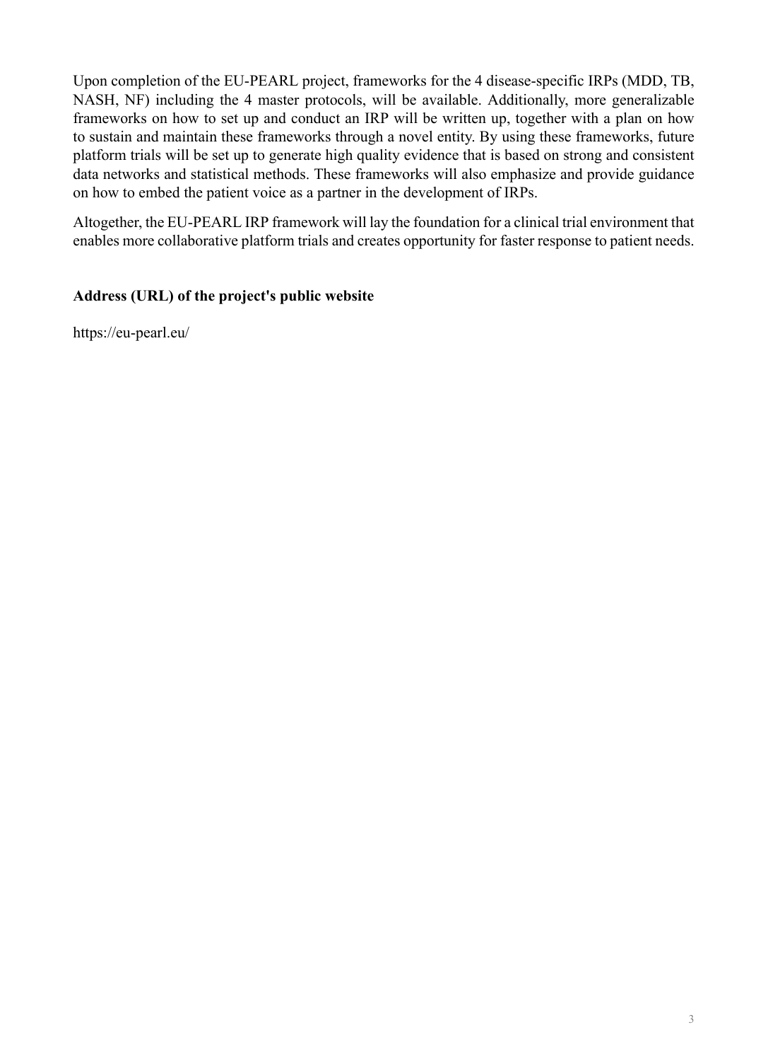Upon completion of the EU-PEARL project, frameworks for the 4 disease-specific IRPs (MDD, TB, NASH, NF) including the 4 master protocols, will be available. Additionally, more generalizable frameworks on how to set up and conduct an IRP will be written up, together with a plan on how to sustain and maintain these frameworks through a novel entity. By using these frameworks, future platform trials will be set up to generate high quality evidence that is based on strong and consistent data networks and statistical methods. These frameworks will also emphasize and provide guidance on how to embed the patient voice as a partner in the development of IRPs.

Altogether, the EU-PEARL IRP framework will lay the foundation for a clinical trial environment that enables more collaborative platform trials and creates opportunity for faster response to patient needs.

**Address (URL) of the project's public website**

https://eu-pearl.eu/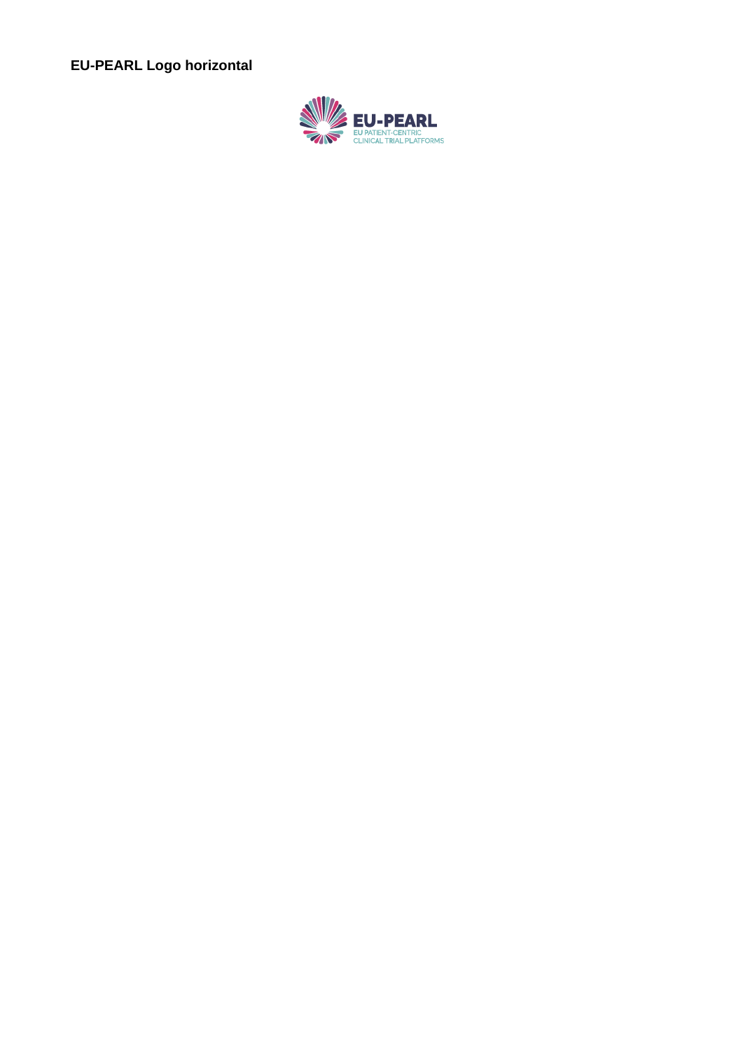**EU-PEARL Logo horizontal**

EU-PEARL
EU PATIENT-CENTRIC
CLINICAL TRIAL PLATFORMS